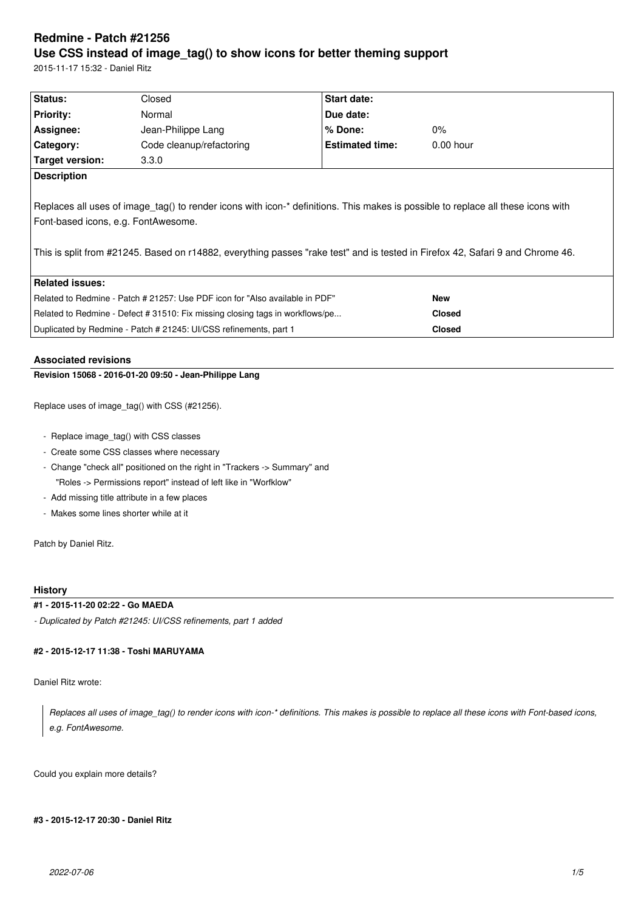# Redmine - Patch #21256

## Use CSS instead of image_tag() to show icons for better theming support

2015-11-17 15:32 - Daniel Ritz

| Status: | Closed | Start date: | |
|---|---|---|---|
| Priority: | Normal | Due date: | |
| Assignee: | Jean-Philippe Lang | % Done: | 0% |
| Category: | Code cleanup/refactoring | Estimated time: | 0.00 hour |
| Target version: | 3.3.0 | | |

**Description**

Replaces all uses of image_tag() to render icons with icon-* definitions. This makes is possible to replace all these icons with Font-based icons, e.g. FontAwesome.

This is split from #21245. Based on r14882, everything passes "rake test" and is tested in Firefox 42, Safari 9 and Chrome 46.

**Related issues:**

| | |
|---|---|
| Related to Redmine - Patch # 21257: Use PDF icon for "Also available in PDF" | **New** |
| Related to Redmine - Defect # 31510: Fix missing closing tags in workflows/pe... | **Closed** |
| Duplicated by Redmine - Patch # 21245: UI/CSS refinements, part 1 | **Closed** |

### Associated revisions

**Revision 15068 - 2016-01-20 09:50 - Jean-Philippe Lang**

Replace uses of image_tag() with CSS (#21256).

- Replace image_tag() with CSS classes
- Create some CSS classes where necessary
- Change "check all" positioned on the right in "Trackers -> Summary" and "Roles -> Permissions report" instead of left like in "Worfklow"
- Add missing title attribute in a few places
- Makes some lines shorter while at it

Patch by Daniel Ritz.

### History

**#1 - 2015-11-20 02:22 - Go MAEDA**

*- Duplicated by Patch #21245: UI/CSS refinements, part 1 added*

**#2 - 2015-12-17 11:38 - Toshi MARUYAMA**

Daniel Ritz wrote:

> *Replaces all uses of image_tag() to render icons with icon-* definitions. This makes is possible to replace all these icons with Font-based icons, e.g. FontAwesome.*

Could you explain more details?

**#3 - 2015-12-17 20:30 - Daniel Ritz**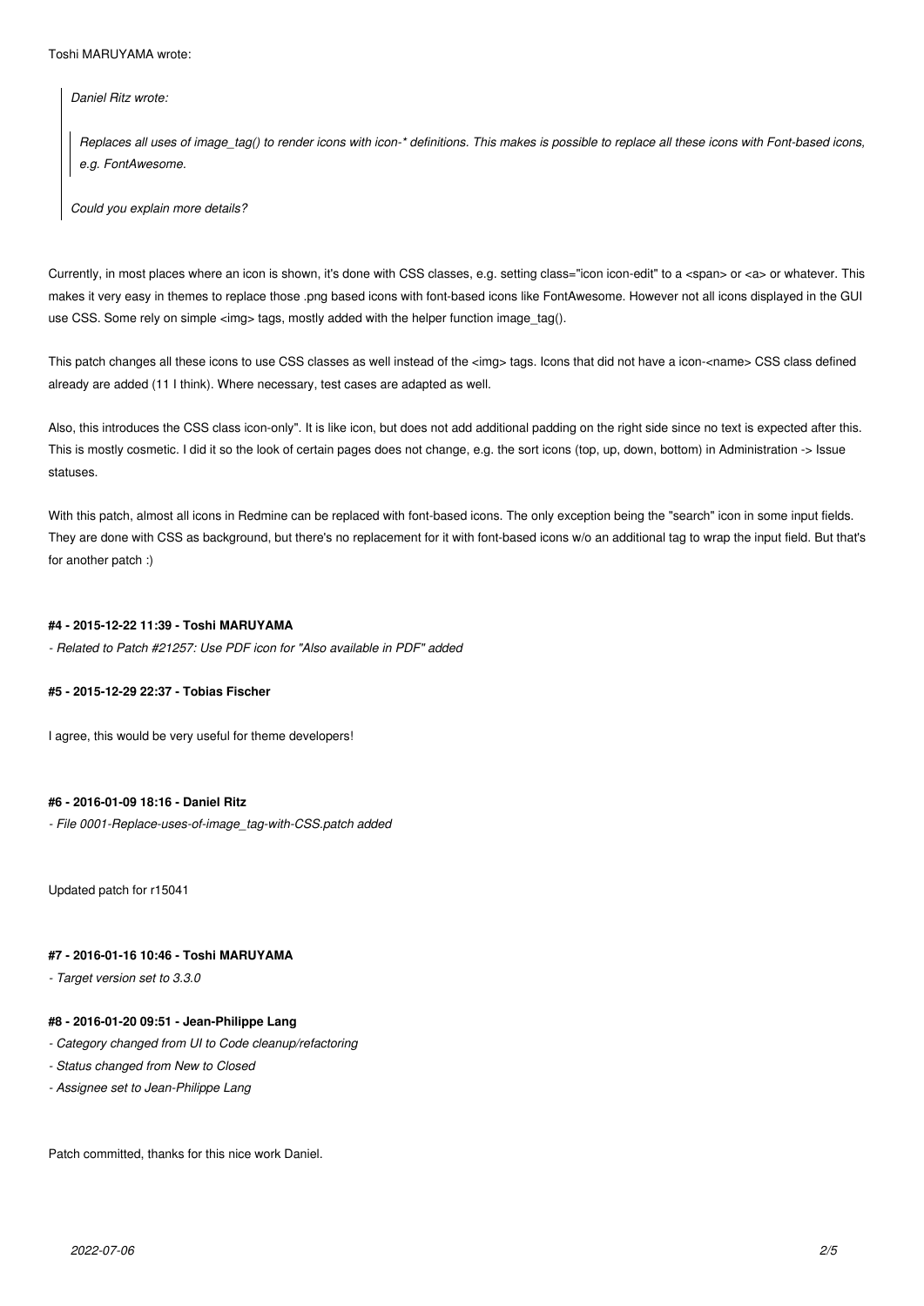Toshi MARUYAMA wrote:

> *Daniel Ritz wrote:*
>
> > *Replaces all uses of image_tag() to render icons with icon-* definitions. This makes is possible to replace all these icons with Font-based icons, e.g. FontAwesome.*
>
> *Could you explain more details?*

Currently, in most places where an icon is shown, it's done with CSS classes, e.g. setting class="icon icon-edit" to a <span> or <a> or whatever. This makes it very easy in themes to replace those .png based icons with font-based icons like FontAwesome. However not all icons displayed in the GUI use CSS. Some rely on simple <img> tags, mostly added with the helper function image_tag().

This patch changes all these icons to use CSS classes as well instead of the <img> tags. Icons that did not have a icon-<name> CSS class defined already are added (11 I think). Where necessary, test cases are adapted as well.

Also, this introduces the CSS class icon-only". It is like icon, but does not add additional padding on the right side since no text is expected after this. This is mostly cosmetic. I did it so the look of certain pages does not change, e.g. the sort icons (top, up, down, bottom) in Administration -> Issue statuses.

With this patch, almost all icons in Redmine can be replaced with font-based icons. The only exception being the "search" icon in some input fields. They are done with CSS as background, but there's no replacement for it with font-based icons w/o an additional tag to wrap the input field. But that's for another patch :)

#### #4 - 2015-12-22 11:39 - Toshi MARUYAMA

*- Related to Patch #21257: Use PDF icon for "Also available in PDF" added*

#### #5 - 2015-12-29 22:37 - Tobias Fischer

I agree, this would be very useful for theme developers!

#### #6 - 2016-01-09 18:16 - Daniel Ritz

*- File 0001-Replace-uses-of-image_tag-with-CSS.patch added*

Updated patch for r15041

#### #7 - 2016-01-16 10:46 - Toshi MARUYAMA

*- Target version set to 3.3.0*

#### #8 - 2016-01-20 09:51 - Jean-Philippe Lang

*- Category changed from UI to Code cleanup/refactoring*

*- Status changed from New to Closed*

*- Assignee set to Jean-Philippe Lang*

Patch committed, thanks for this nice work Daniel.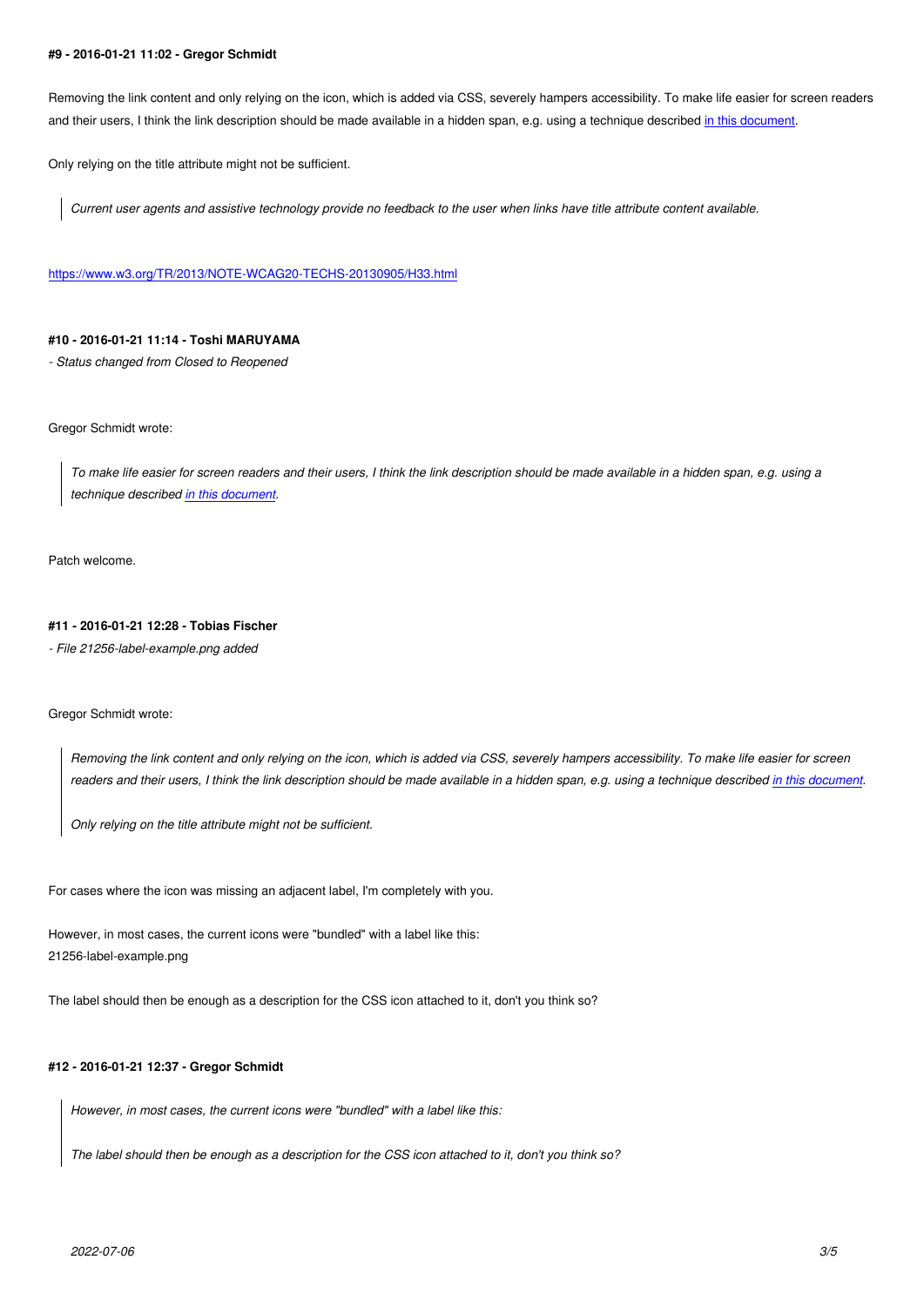#### #9 - 2016-01-21 11:02 - Gregor Schmidt

Removing the link content and only relying on the icon, which is added via CSS, severely hampers accessibility. To make life easier for screen readers and their users, I think the link description should be made available in a hidden span, e.g. using a technique described in this document.

Only relying on the title attribute might not be sufficient.

> *Current user agents and assistive technology provide no feedback to the user when links have title attribute content available.*

https://www.w3.org/TR/2013/NOTE-WCAG20-TECHS-20130905/H33.html

#### #10 - 2016-01-21 11:14 - Toshi MARUYAMA

*- Status changed from Closed to Reopened*

Gregor Schmidt wrote:

> *To make life easier for screen readers and their users, I think the link description should be made available in a hidden span, e.g. using a technique described in this document.*

Patch welcome.

#### #11 - 2016-01-21 12:28 - Tobias Fischer

*- File 21256-label-example.png added*

Gregor Schmidt wrote:

> *Removing the link content and only relying on the icon, which is added via CSS, severely hampers accessibility. To make life easier for screen readers and their users, I think the link description should be made available in a hidden span, e.g. using a technique described in this document.*
>
> *Only relying on the title attribute might not be sufficient.*

For cases where the icon was missing an adjacent label, I'm completely with you.

However, in most cases, the current icons were "bundled" with a label like this:
21256-label-example.png

The label should then be enough as a description for the CSS icon attached to it, don't you think so?

#### #12 - 2016-01-21 12:37 - Gregor Schmidt

> *However, in most cases, the current icons were "bundled" with a label like this:*
>
> *The label should then be enough as a description for the CSS icon attached to it, don't you think so?*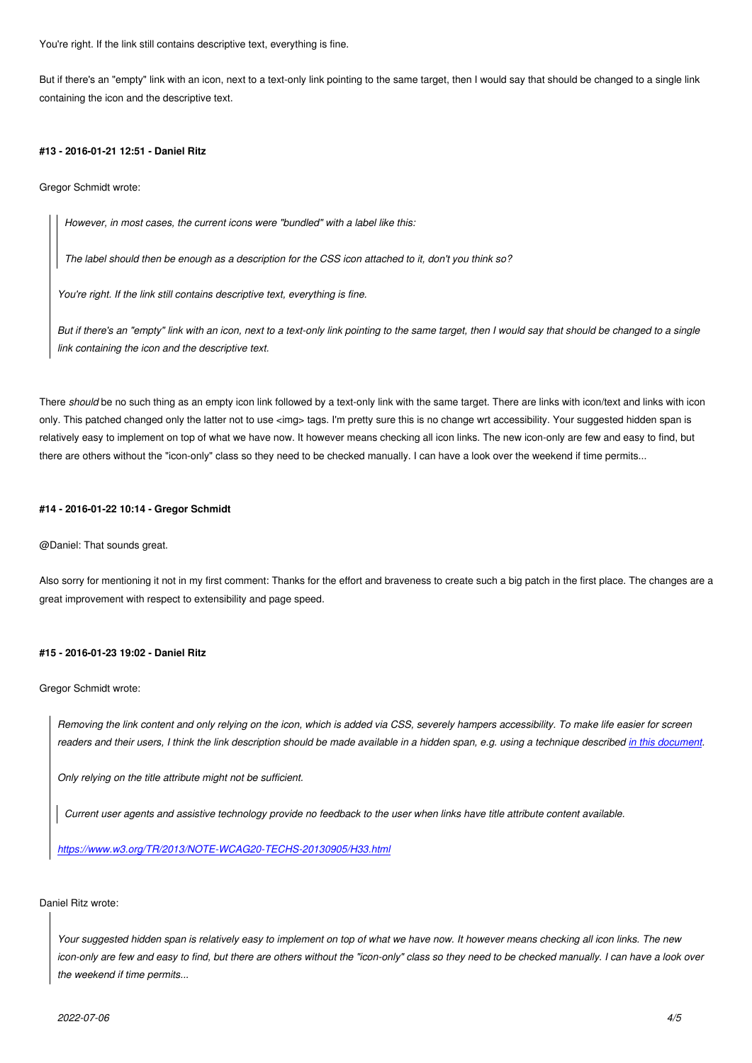You're right. If the link still contains descriptive text, everything is fine.

But if there's an "empty" link with an icon, next to a text-only link pointing to the same target, then I would say that should be changed to a single link containing the icon and the descriptive text.

#### #13 - 2016-01-21 12:51 - Daniel Ritz

Gregor Schmidt wrote:

> > *However, in most cases, the current icons were "bundled" with a label like this:*
> >
> > *The label should then be enough as a description for the CSS icon attached to it, don't you think so?*
>
> *You're right. If the link still contains descriptive text, everything is fine.*
>
> *But if there's an "empty" link with an icon, next to a text-only link pointing to the same target, then I would say that should be changed to a single link containing the icon and the descriptive text.*

There *should* be no such thing as an empty icon link followed by a text-only link with the same target. There are links with icon/text and links with icon only. This patched changed only the latter not to use <img> tags. I'm pretty sure this is no change wrt accessibility. Your suggested hidden span is relatively easy to implement on top of what we have now. It however means checking all icon links. The new icon-only are few and easy to find, but there are others without the "icon-only" class so they need to be checked manually. I can have a look over the weekend if time permits...

#### #14 - 2016-01-22 10:14 - Gregor Schmidt

@Daniel: That sounds great.

Also sorry for mentioning it not in my first comment: Thanks for the effort and braveness to create such a big patch in the first place. The changes are a great improvement with respect to extensibility and page speed.

#### #15 - 2016-01-23 19:02 - Daniel Ritz

Gregor Schmidt wrote:

> *Removing the link content and only relying on the icon, which is added via CSS, severely hampers accessibility. To make life easier for screen readers and their users, I think the link description should be made available in a hidden span, e.g. using a technique described [in this document](#).*
>
> *Only relying on the title attribute might not be sufficient.*
>
> > *Current user agents and assistive technology provide no feedback to the user when links have title attribute content available.*
>
> *[https://www.w3.org/TR/2013/NOTE-WCAG20-TECHS-20130905/H33.html](https://www.w3.org/TR/2013/NOTE-WCAG20-TECHS-20130905/H33.html)*

Daniel Ritz wrote:

> *Your suggested hidden span is relatively easy to implement on top of what we have now. It however means checking all icon links. The new icon-only are few and easy to find, but there are others without the "icon-only" class so they need to be checked manually. I can have a look over the weekend if time permits...*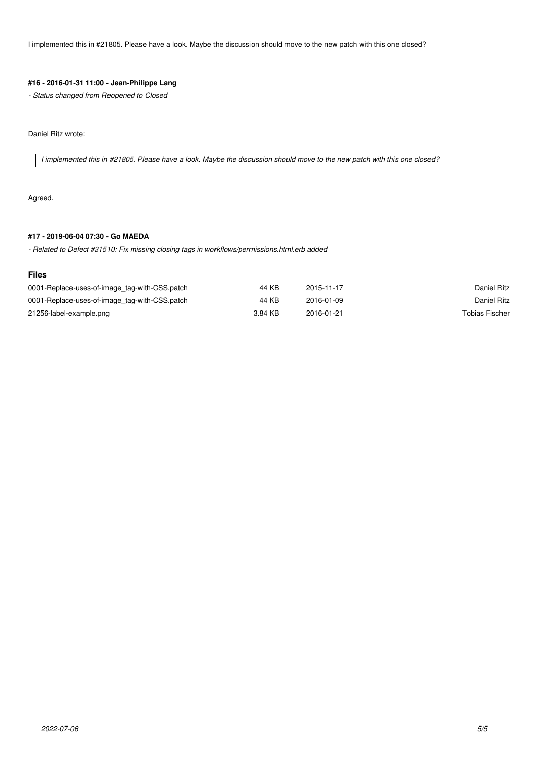I implemented this in #21805. Please have a look. Maybe the discussion should move to the new patch with this one closed?

#### #16 - 2016-01-31 11:00 - Jean-Philippe Lang

*- Status changed from Reopened to Closed*

Daniel Ritz wrote:

> *I implemented this in #21805. Please have a look. Maybe the discussion should move to the new patch with this one closed?*

Agreed.

#### #17 - 2019-06-04 07:30 - Go MAEDA

*- Related to Defect #31510: Fix missing closing tags in workflows/permissions.html.erb added*

### Files

| | | | |
|---|---|---|---|
| 0001-Replace-uses-of-image_tag-with-CSS.patch | 44 KB | 2015-11-17 | Daniel Ritz |
| 0001-Replace-uses-of-image_tag-with-CSS.patch | 44 KB | 2016-01-09 | Daniel Ritz |
| 21256-label-example.png | 3.84 KB | 2016-01-21 | Tobias Fischer |